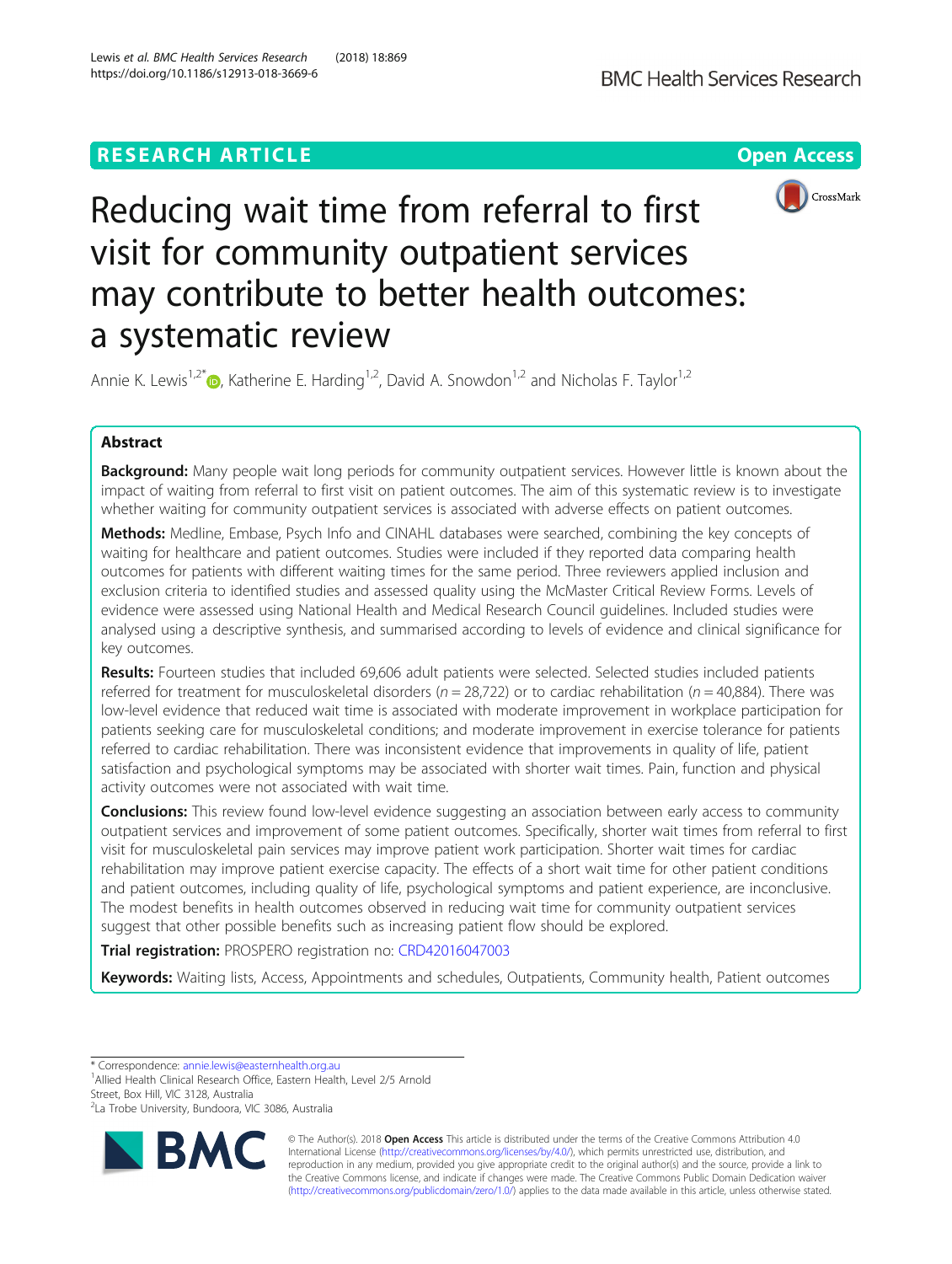RESEARCH ARTICLE

Open Access

# Reducing wait time from referral to first visit for community outpatient services may contribute to better health outcomes: a systematic review

Annie K. Lewis[1,2*], Katherine E. Harding[1,2], David A. Snowdon[1,2] and Nicholas F. Taylor[1,2]

## Abstract

**Background:** Many people wait long periods for community outpatient services. However little is known about the impact of waiting from referral to first visit on patient outcomes. The aim of this systematic review is to investigate whether waiting for community outpatient services is associated with adverse effects on patient outcomes.

**Methods:** Medline, Embase, Psych Info and CINAHL databases were searched, combining the key concepts of waiting for healthcare and patient outcomes. Studies were included if they reported data comparing health outcomes for patients with different waiting times for the same period. Three reviewers applied inclusion and exclusion criteria to identified studies and assessed quality using the McMaster Critical Review Forms. Levels of evidence were assessed using National Health and Medical Research Council guidelines. Included studies were analysed using a descriptive synthesis, and summarised according to levels of evidence and clinical significance for key outcomes.

**Results:** Fourteen studies that included 69,606 adult patients were selected. Selected studies included patients referred for treatment for musculoskeletal disorders ($n = 28{,}722$) or to cardiac rehabilitation ($n = 40{,}884$). There was low-level evidence that reduced wait time is associated with moderate improvement in workplace participation for patients seeking care for musculoskeletal conditions; and moderate improvement in exercise tolerance for patients referred to cardiac rehabilitation. There was inconsistent evidence that improvements in quality of life, patient satisfaction and psychological symptoms may be associated with shorter wait times. Pain, function and physical activity outcomes were not associated with wait time.

**Conclusions:** This review found low-level evidence suggesting an association between early access to community outpatient services and improvement of some patient outcomes. Specifically, shorter wait times from referral to first visit for musculoskeletal pain services may improve patient work participation. Shorter wait times for cardiac rehabilitation may improve patient exercise capacity. The effects of a short wait time for other patient conditions and patient outcomes, including quality of life, psychological symptoms and patient experience, are inconclusive. The modest benefits in health outcomes observed in reducing wait time for community outpatient services suggest that other possible benefits such as increasing patient flow should be explored.

**Trial registration:** PROSPERO registration no: CRD42016047003

**Keywords:** Waiting lists, Access, Appointments and schedules, Outpatients, Community health, Patient outcomes

---

* Correspondence: annie.lewis@easternhealth.org.au
[1]Allied Health Clinical Research Office, Eastern Health, Level 2/5 Arnold Street, Box Hill, VIC 3128, Australia
[2]La Trobe University, Bundoora, VIC 3086, Australia

© The Author(s). 2018 **Open Access** This article is distributed under the terms of the Creative Commons Attribution 4.0 International License (http://creativecommons.org/licenses/by/4.0/), which permits unrestricted use, distribution, and reproduction in any medium, provided you give appropriate credit to the original author(s) and the source, provide a link to the Creative Commons license, and indicate if changes were made. The Creative Commons Public Domain Dedication waiver (http://creativecommons.org/publicdomain/zero/1.0/) applies to the data made available in this article, unless otherwise stated.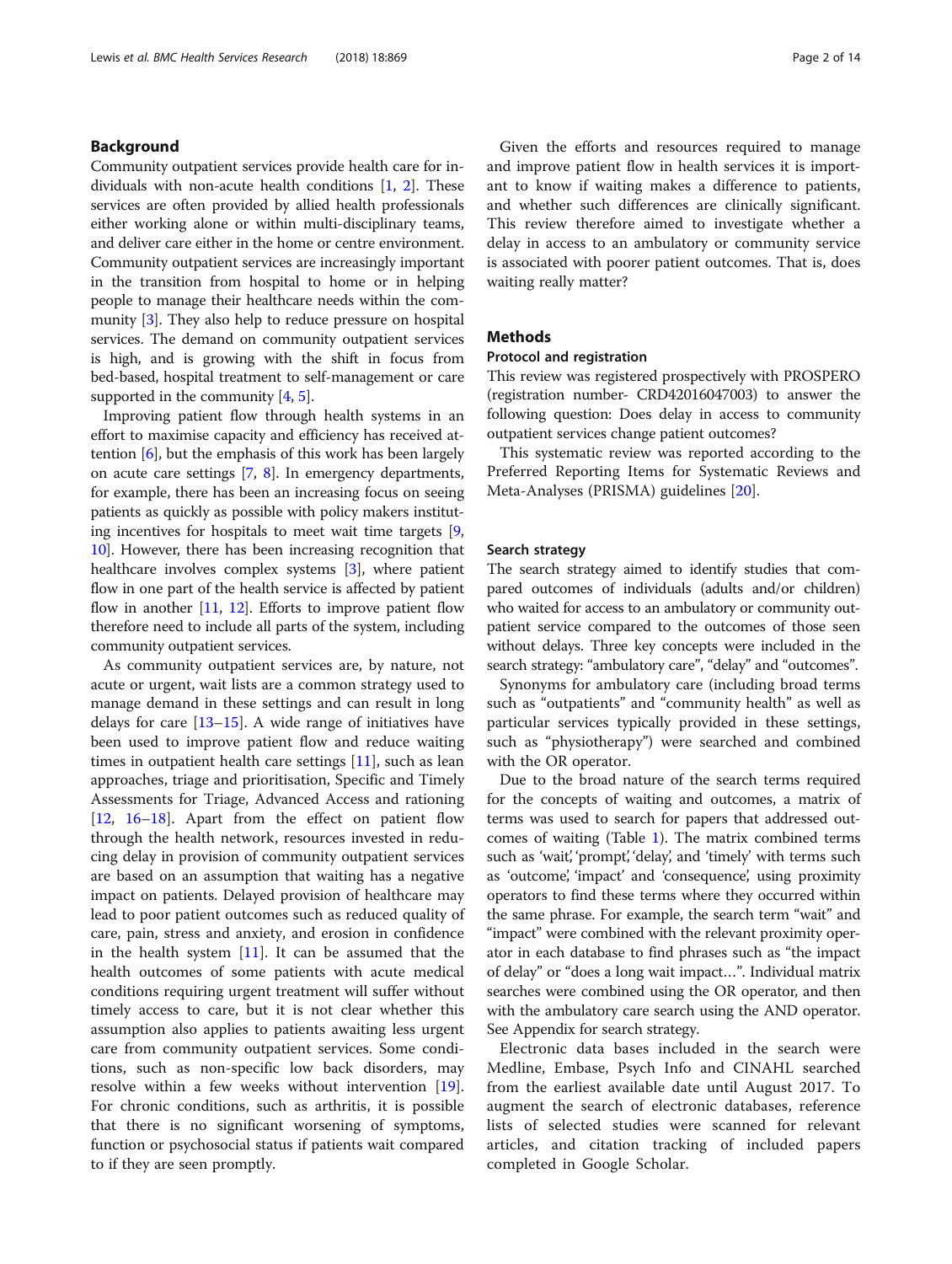## Background

Community outpatient services provide health care for individuals with non-acute health conditions [1, 2]. These services are often provided by allied health professionals either working alone or within multi-disciplinary teams, and deliver care either in the home or centre environment. Community outpatient services are increasingly important in the transition from hospital to home or in helping people to manage their healthcare needs within the community [3]. They also help to reduce pressure on hospital services. The demand on community outpatient services is high, and is growing with the shift in focus from bed-based, hospital treatment to self-management or care supported in the community [4, 5].

Improving patient flow through health systems in an effort to maximise capacity and efficiency has received attention [6], but the emphasis of this work has been largely on acute care settings [7, 8]. In emergency departments, for example, there has been an increasing focus on seeing patients as quickly as possible with policy makers instituting incentives for hospitals to meet wait time targets [9, 10]. However, there has been increasing recognition that healthcare involves complex systems [3], where patient flow in one part of the health service is affected by patient flow in another [11, 12]. Efforts to improve patient flow therefore need to include all parts of the system, including community outpatient services.

As community outpatient services are, by nature, not acute or urgent, wait lists are a common strategy used to manage demand in these settings and can result in long delays for care [13–15]. A wide range of initiatives have been used to improve patient flow and reduce waiting times in outpatient health care settings [11], such as lean approaches, triage and prioritisation, Specific and Timely Assessments for Triage, Advanced Access and rationing [12, 16–18]. Apart from the effect on patient flow through the health network, resources invested in reducing delay in provision of community outpatient services are based on an assumption that waiting has a negative impact on patients. Delayed provision of healthcare may lead to poor patient outcomes such as reduced quality of care, pain, stress and anxiety, and erosion in confidence in the health system [11]. It can be assumed that the health outcomes of some patients with acute medical conditions requiring urgent treatment will suffer without timely access to care, but it is not clear whether this assumption also applies to patients awaiting less urgent care from community outpatient services. Some conditions, such as non-specific low back disorders, may resolve within a few weeks without intervention [19]. For chronic conditions, such as arthritis, it is possible that there is no significant worsening of symptoms, function or psychosocial status if patients wait compared to if they are seen promptly.

Given the efforts and resources required to manage and improve patient flow in health services it is important to know if waiting makes a difference to patients, and whether such differences are clinically significant. This review therefore aimed to investigate whether a delay in access to an ambulatory or community service is associated with poorer patient outcomes. That is, does waiting really matter?

## Methods

### Protocol and registration

This review was registered prospectively with PROSPERO (registration number- CRD42016047003) to answer the following question: Does delay in access to community outpatient services change patient outcomes?

This systematic review was reported according to the Preferred Reporting Items for Systematic Reviews and Meta-Analyses (PRISMA) guidelines [20].

### Search strategy

The search strategy aimed to identify studies that compared outcomes of individuals (adults and/or children) who waited for access to an ambulatory or community outpatient service compared to the outcomes of those seen without delays. Three key concepts were included in the search strategy: "ambulatory care", "delay" and "outcomes".

Synonyms for ambulatory care (including broad terms such as "outpatients" and "community health" as well as particular services typically provided in these settings, such as "physiotherapy") were searched and combined with the OR operator.

Due to the broad nature of the search terms required for the concepts of waiting and outcomes, a matrix of terms was used to search for papers that addressed outcomes of waiting (Table 1). The matrix combined terms such as 'wait', 'prompt', 'delay', and 'timely' with terms such as 'outcome', 'impact' and 'consequence', using proximity operators to find these terms where they occurred within the same phrase. For example, the search term "wait" and "impact" were combined with the relevant proximity operator in each database to find phrases such as "the impact of delay" or "does a long wait impact…". Individual matrix searches were combined using the OR operator, and then with the ambulatory care search using the AND operator. See Appendix for search strategy.

Electronic data bases included in the search were Medline, Embase, Psych Info and CINAHL searched from the earliest available date until August 2017. To augment the search of electronic databases, reference lists of selected studies were scanned for relevant articles, and citation tracking of included papers completed in Google Scholar.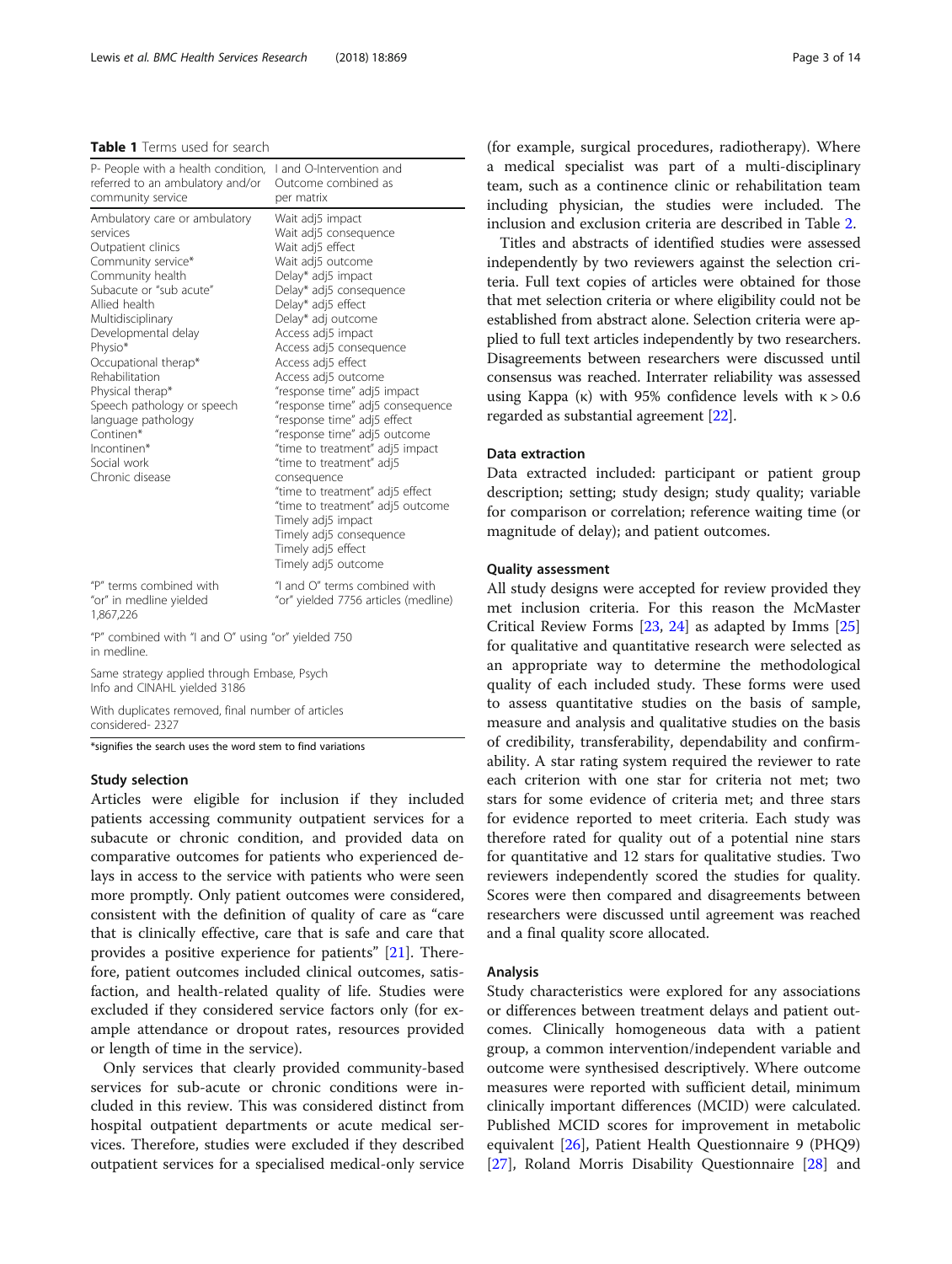**Table 1** Terms used for search

| P- People with a health condition, referred to an ambulatory and/or community service | I and O-Intervention and Outcome combined as per matrix |
|---|---|
| Ambulatory care or ambulatory services<br>Outpatient clinics<br>Community service*<br>Community health<br>Subacute or "sub acute"<br>Allied health<br>Multidisciplinary<br>Developmental delay<br>Physio*<br>Occupational therap*<br>Rehabilitation<br>Physical therap*<br>Speech pathology or speech language pathology<br>Continen*<br>Incontinen*<br>Social work<br>Chronic disease | Wait adj5 impact<br>Wait adj5 consequence<br>Wait adj5 effect<br>Wait adj5 outcome<br>Delay* adj5 impact<br>Delay* adj5 consequence<br>Delay* adj5 effect<br>Delay* adj outcome<br>Access adj5 impact<br>Access adj5 consequence<br>Access adj5 effect<br>Access adj5 outcome<br>"response time" adj5 impact<br>"response time" adj5 consequence<br>"response time" adj5 effect<br>"response time" adj5 outcome<br>"time to treatment" adj5 impact<br>"time to treatment" adj5 consequence<br>"time to treatment" adj5 effect<br>"time to treatment" adj5 outcome<br>Timely adj5 impact<br>Timely adj5 consequence<br>Timely adj5 effect<br>Timely adj5 outcome |
| "P" terms combined with "or" in medline yielded 1,867,226 | "I and O" terms combined with "or" yielded 7756 articles (medline) |
| "P" combined with "I and O" using "or" yielded 750 in medline. | |
| Same strategy applied through Embase, Psych Info and CINAHL yielded 3186 | |
| With duplicates removed, final number of articles considered- 2327 | |

*signifies the search uses the word stem to find variations

### Study selection

Articles were eligible for inclusion if they included patients accessing community outpatient services for a subacute or chronic condition, and provided data on comparative outcomes for patients who experienced delays in access to the service with patients who were seen more promptly. Only patient outcomes were considered, consistent with the definition of quality of care as "care that is clinically effective, care that is safe and care that provides a positive experience for patients" [21]. Therefore, patient outcomes included clinical outcomes, satisfaction, and health-related quality of life. Studies were excluded if they considered service factors only (for example attendance or dropout rates, resources provided or length of time in the service).

Only services that clearly provided community-based services for sub-acute or chronic conditions were included in this review. This was considered distinct from hospital outpatient departments or acute medical services. Therefore, studies were excluded if they described outpatient services for a specialised medical-only service (for example, surgical procedures, radiotherapy). Where a medical specialist was part of a multi-disciplinary team, such as a continence clinic or rehabilitation team including physician, the studies were included. The inclusion and exclusion criteria are described in Table 2.

Titles and abstracts of identified studies were assessed independently by two reviewers against the selection criteria. Full text copies of articles were obtained for those that met selection criteria or where eligibility could not be established from abstract alone. Selection criteria were applied to full text articles independently by two researchers. Disagreements between researchers were discussed until consensus was reached. Interrater reliability was assessed using Kappa (κ) with 95% confidence levels with $\kappa > 0.6$ regarded as substantial agreement [22].

### Data extraction

Data extracted included: participant or patient group description; setting; study design; study quality; variable for comparison or correlation; reference waiting time (or magnitude of delay); and patient outcomes.

### Quality assessment

All study designs were accepted for review provided they met inclusion criteria. For this reason the McMaster Critical Review Forms [23, 24] as adapted by Imms [25] for qualitative and quantitative research were selected as an appropriate way to determine the methodological quality of each included study. These forms were used to assess quantitative studies on the basis of sample, measure and analysis and qualitative studies on the basis of credibility, transferability, dependability and confirmability. A star rating system required the reviewer to rate each criterion with one star for criteria not met; two stars for some evidence of criteria met; and three stars for evidence reported to meet criteria. Each study was therefore rated for quality out of a potential nine stars for quantitative and 12 stars for qualitative studies. Two reviewers independently scored the studies for quality. Scores were then compared and disagreements between researchers were discussed until agreement was reached and a final quality score allocated.

### Analysis

Study characteristics were explored for any associations or differences between treatment delays and patient outcomes. Clinically homogeneous data with a patient group, a common intervention/independent variable and outcome were synthesised descriptively. Where outcome measures were reported with sufficient detail, minimum clinically important differences (MCID) were calculated. Published MCID scores for improvement in metabolic equivalent [26], Patient Health Questionnaire 9 (PHQ9) [27], Roland Morris Disability Questionnaire [28] and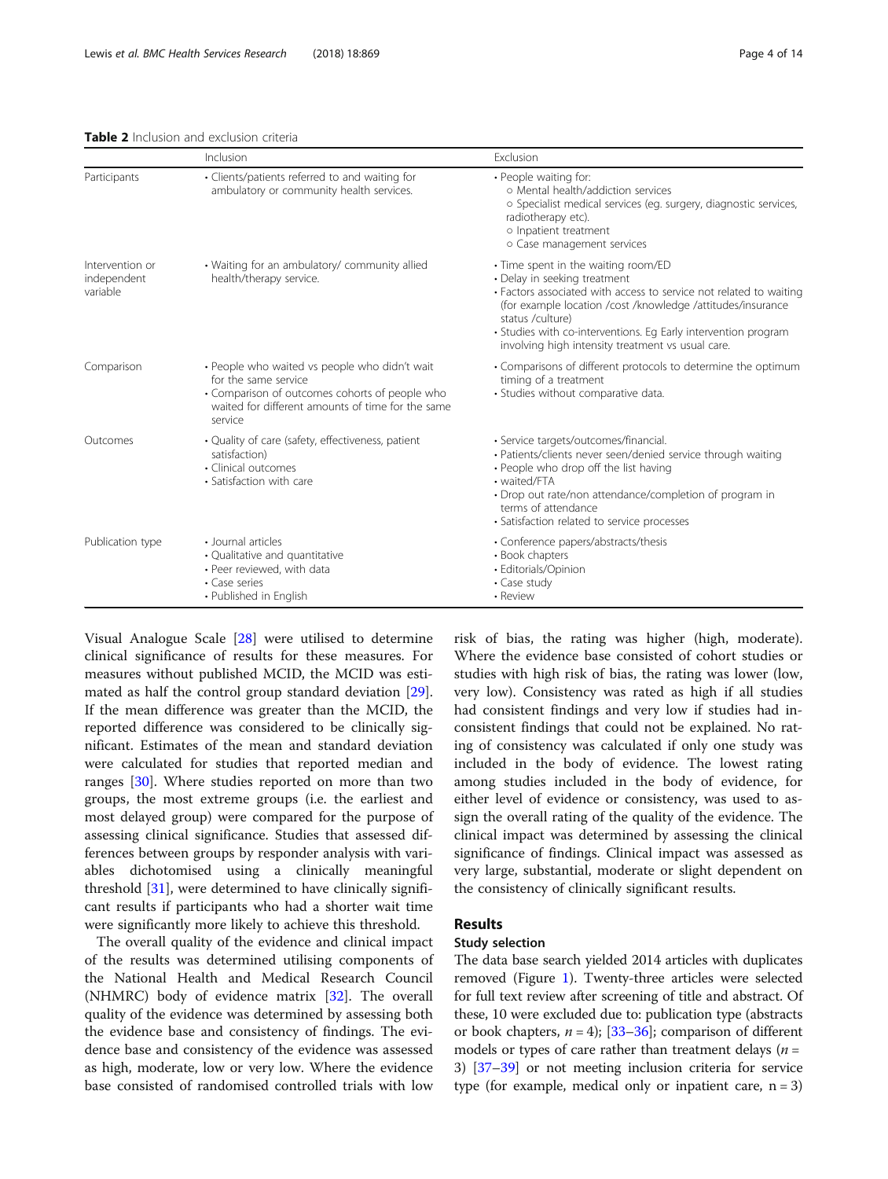**Table 2** Inclusion and exclusion criteria

| | Inclusion | Exclusion |
|---|---|---|
| Participants | • Clients/patients referred to and waiting for ambulatory or community health services. | • People waiting for:<br>○ Mental health/addiction services<br>○ Specialist medical services (eg. surgery, diagnostic services, radiotherapy etc).<br>○ Inpatient treatment<br>○ Case management services |
| Intervention or independent variable | • Waiting for an ambulatory/ community allied health/therapy service. | • Time spent in the waiting room/ED<br>• Delay in seeking treatment<br>• Factors associated with access to service not related to waiting (for example location /cost /knowledge /attitudes/insurance status /culture)<br>• Studies with co-interventions. Eg Early intervention program involving high intensity treatment vs usual care. |
| Comparison | • People who waited vs people who didn't wait for the same service<br>• Comparison of outcomes cohorts of people who waited for different amounts of time for the same service | • Comparisons of different protocols to determine the optimum timing of a treatment<br>• Studies without comparative data. |
| Outcomes | • Quality of care (safety, effectiveness, patient satisfaction)<br>• Clinical outcomes<br>• Satisfaction with care | • Service targets/outcomes/financial.<br>• Patients/clients never seen/denied service through waiting<br>• People who drop off the list having<br>• waited/FTA<br>• Drop out rate/non attendance/completion of program in terms of attendance<br>• Satisfaction related to service processes |
| Publication type | • Journal articles<br>• Qualitative and quantitative<br>• Peer reviewed, with data<br>• Case series<br>• Published in English | • Conference papers/abstracts/thesis<br>• Book chapters<br>• Editorials/Opinion<br>• Case study<br>• Review |

Visual Analogue Scale [28] were utilised to determine clinical significance of results for these measures. For measures without published MCID, the MCID was estimated as half the control group standard deviation [29]. If the mean difference was greater than the MCID, the reported difference was considered to be clinically significant. Estimates of the mean and standard deviation were calculated for studies that reported median and ranges [30]. Where studies reported on more than two groups, the most extreme groups (i.e. the earliest and most delayed group) were compared for the purpose of assessing clinical significance. Studies that assessed differences between groups by responder analysis with variables dichotomised using a clinically meaningful threshold [31], were determined to have clinically significant results if participants who had a shorter wait time were significantly more likely to achieve this threshold.

The overall quality of the evidence and clinical impact of the results was determined utilising components of the National Health and Medical Research Council (NHMRC) body of evidence matrix [32]. The overall quality of the evidence was determined by assessing both the evidence base and consistency of findings. The evidence base and consistency of the evidence was assessed as high, moderate, low or very low. Where the evidence base consisted of randomised controlled trials with low risk of bias, the rating was higher (high, moderate). Where the evidence base consisted of cohort studies or studies with high risk of bias, the rating was lower (low, very low). Consistency was rated as high if all studies had consistent findings and very low if studies had inconsistent findings that could not be explained. No rating of consistency was calculated if only one study was included in the body of evidence. The lowest rating among studies included in the body of evidence, for either level of evidence or consistency, was used to assign the overall rating of the quality of the evidence. The clinical impact was determined by assessing the clinical significance of findings. Clinical impact was assessed as very large, substantial, moderate or slight dependent on the consistency of clinically significant results.

## Results

### Study selection

The data base search yielded 2014 articles with duplicates removed (Figure 1). Twenty-three articles were selected for full text review after screening of title and abstract. Of these, 10 were excluded due to: publication type (abstracts or book chapters, $n = 4$); [33–36]; comparison of different models or types of care rather than treatment delays ($n = 3$) [37–39] or not meeting inclusion criteria for service type (for example, medical only or inpatient care, n = 3)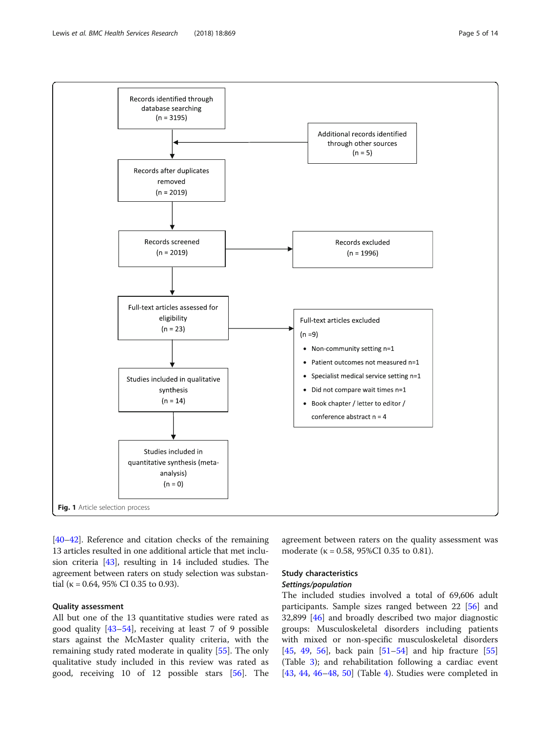Records identified through database searching (n = 3195)

Additional records identified through other sources (n = 5)

Records after duplicates removed (n = 2019)

Records screened (n = 2019)

Records excluded (n = 1996)

Full-text articles assessed for eligibility (n = 23)

Full-text articles excluded (n =9)

- Non-community setting n=1
- Patient outcomes not measured n=1
- Specialist medical service setting n=1
- Did not compare wait times n=1
- Book chapter / letter to editor / conference abstract n = 4

Studies included in qualitative synthesis (n = 14)

Studies included in quantitative synthesis (meta-analysis) (n = 0)

**Fig. 1** Article selection process

[40–42]. Reference and citation checks of the remaining 13 articles resulted in one additional article that met inclusion criteria [43], resulting in 14 included studies. The agreement between raters on study selection was substantial (κ = 0.64, 95% CI 0.35 to 0.93).

## Quality assessment

All but one of the 13 quantitative studies were rated as good quality [43–54], receiving at least 7 of 9 possible stars against the McMaster quality criteria, with the remaining study rated moderate in quality [55]. The only qualitative study included in this review was rated as good, receiving 10 of 12 possible stars [56]. The agreement between raters on the quality assessment was moderate (κ = 0.58, 95%CI 0.35 to 0.81).

## Study characteristics

### *Settings/population*

The included studies involved a total of 69,606 adult participants. Sample sizes ranged between 22 [56] and 32,899 [46] and broadly described two major diagnostic groups: Musculoskeletal disorders including patients with mixed or non-specific musculoskeletal disorders [45, 49, 56], back pain [51–54] and hip fracture [55] (Table 3); and rehabilitation following a cardiac event [43, 44, 46–48, 50] (Table 4). Studies were completed in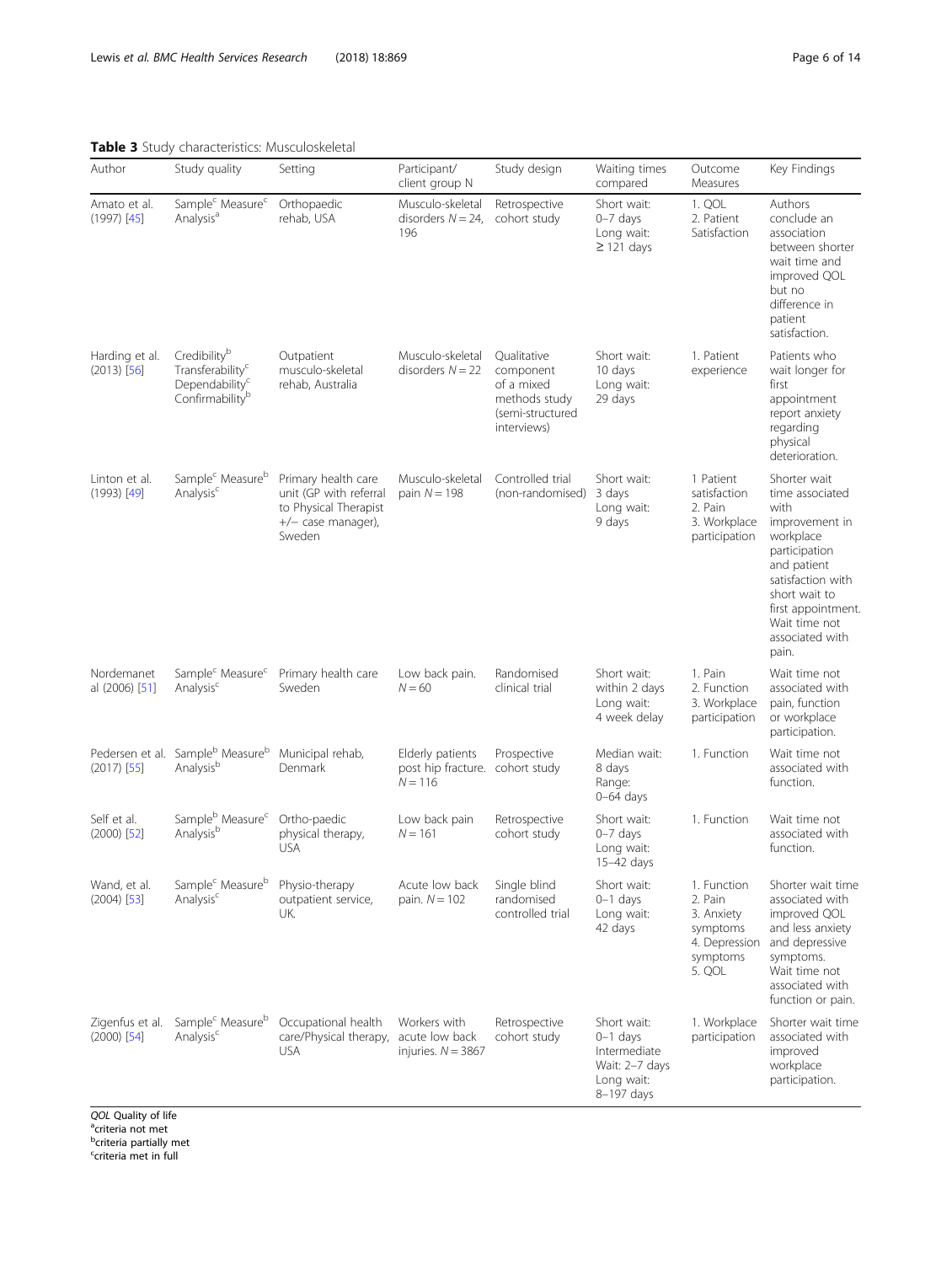**Table 3** Study characteristics: Musculoskeletal

| Author | Study quality | Setting | Participant/ client group N | Study design | Waiting times compared | Outcome Measures | Key Findings |
|---|---|---|---|---|---|---|---|
| Amato et al. (1997) [45] | Sample[c] Measure[c] Analysis[a] | Orthopaedic rehab, USA | Musculo-skeletal disorders $N = 24,196$ | Retrospective cohort study | Short wait: 0–7 days Long wait: ≥ 121 days | 1. QOL 2. Patient Satisfaction | Authors conclude an association between shorter wait time and improved QOL but no difference in patient satisfaction. |
| Harding et al. (2013) [56] | Credibility[b] Transferability[c] Dependability[c] Confirmability[b] | Outpatient musculo-skeletal rehab, Australia | Musculo-skeletal disorders $N = 22$ | Qualitative component of a mixed methods study (semi-structured interviews) | Short wait: 10 days Long wait: 29 days | 1. Patient experience | Patients who wait longer for first appointment report anxiety regarding physical deterioration. |
| Linton et al. (1993) [49] | Sample[c] Measure[b] Analysis[c] | Primary health care unit (GP with referral to Physical Therapist +/− case manager), Sweden | Musculo-skeletal pain $N = 198$ | Controlled trial (non-randomised) | Short wait: 3 days Long wait: 9 days | 1 Patient satisfaction 2. Pain 3. Workplace participation | Shorter wait time associated with improvement in workplace participation and patient satisfaction with short wait to first appointment. Wait time not associated with pain. |
| Nordemanet al (2006) [51] | Sample[c] Measure[c] Analysis[c] | Primary health care Sweden | Low back pain. $N = 60$ | Randomised clinical trial | Short wait: within 2 days Long wait: 4 week delay | 1. Pain 2. Function 3. Workplace participation | Wait time not associated with pain, function or workplace participation. |
| Pedersen et al. (2017) [55] | Sample[b] Measure[b] Analysis[b] | Municipal rehab, Denmark | Elderly patients post hip fracture. $N = 116$ | Prospective cohort study | Median wait: 8 days Range: 0–64 days | 1. Function | Wait time not associated with function. |
| Self et al. (2000) [52] | Sample[b] Measure[c] Analysis[b] | Ortho-paedic physical therapy, USA | Low back pain $N = 161$ | Retrospective cohort study | Short wait: 0–7 days Long wait: 15–42 days | 1. Function | Wait time not associated with function. |
| Wand, et al. (2004) [53] | Sample[c] Measure[b] Analysis[c] | Physio-therapy outpatient service, UK. | Acute low back pain. $N = 102$ | Single blind randomised controlled trial | Short wait: 0–1 days Long wait: 42 days | 1. Function 2. Pain 3. Anxiety symptoms 4. Depression symptoms 5. QOL | Shorter wait time associated with improved QOL and less anxiety and depressive symptoms. Wait time not associated with function or pain. |
| Zigenfus et al. (2000) [54] | Sample[c] Measure[b] Analysis[c] | Occupational health care/Physical therapy, USA | Workers with acute low back injuries. $N = 3867$ | Retrospective cohort study | Short wait: 0–1 days Intermediate Wait: 2–7 days Long wait: 8–197 days | 1. Workplace participation | Shorter wait time associated with improved workplace participation. |

*QOL* Quality of life
[a]criteria not met
[b]criteria partially met
[c]criteria met in full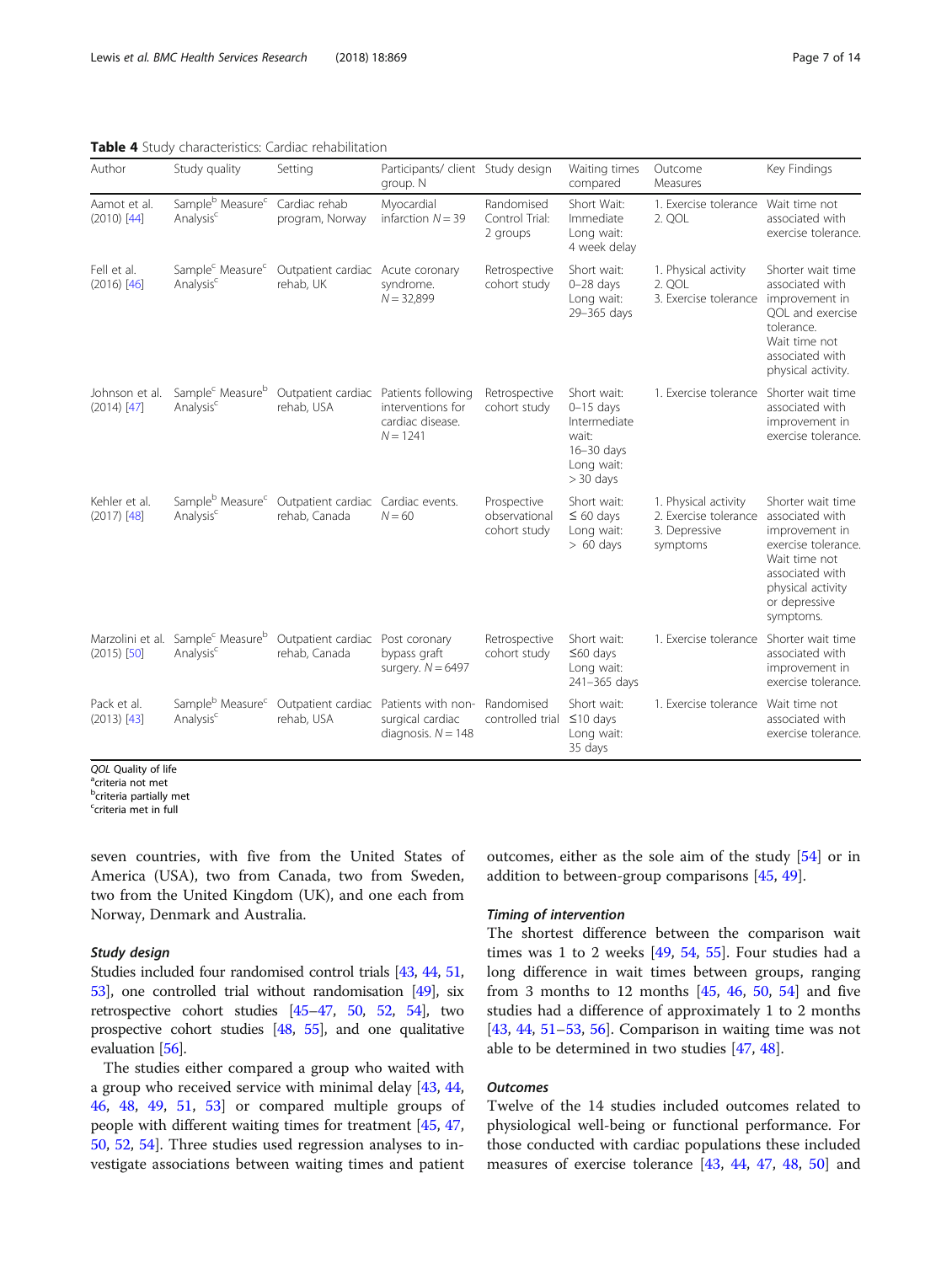**Table 4** Study characteristics: Cardiac rehabilitation

| Author | Study quality | Setting | Participants/ client group. N | Study design | Waiting times compared | Outcome Measures | Key Findings |
|---|---|---|---|---|---|---|---|
| Aamot et al. (2010) [44] | Sample[b] Measure[c] Analysis[c] | Cardiac rehab program, Norway | Myocardial infarction N = 39 | Randomised Control Trial: 2 groups | Short Wait: Immediate Long wait: 4 week delay | 1. Exercise tolerance 2. QOL | Wait time not associated with exercise tolerance. |
| Fell et al. (2016) [46] | Sample[c] Measure[c] Analysis[c] | Outpatient cardiac rehab, UK | Acute coronary syndrome. N = 32,899 | Retrospective cohort study | Short wait: 0–28 days Long wait: 29–365 days | 1. Physical activity 2. QOL 3. Exercise tolerance | Shorter wait time associated with improvement in QOL and exercise tolerance. Wait time not associated with physical activity. |
| Johnson et al. (2014) [47] | Sample[c] Measure[b] Analysis[c] | Outpatient cardiac rehab, USA | Patients following interventions for cardiac disease. N = 1241 | Retrospective cohort study | Short wait: 0–15 days Intermediate wait: 16–30 days Long wait: > 30 days | 1. Exercise tolerance | Shorter wait time associated with improvement in exercise tolerance. |
| Kehler et al. (2017) [48] | Sample[b] Measure[c] Analysis[c] | Outpatient cardiac rehab, Canada | Cardiac events. N = 60 | Prospective observational cohort study | Short wait: ≤ 60 days Long wait: > 60 days | 1. Physical activity 2. Exercise tolerance 3. Depressive symptoms | Shorter wait time associated with improvement in exercise tolerance. Wait time not associated with physical activity or depressive symptoms. |
| Marzolini et al. (2015) [50] | Sample[c] Measure[b] Analysis[c] | Outpatient cardiac rehab, Canada | Post coronary bypass graft surgery. N = 6497 | Retrospective cohort study | Short wait: ≤60 days Long wait: 241–365 days | 1. Exercise tolerance | Shorter wait time associated with improvement in exercise tolerance. |
| Pack et al. (2013) [43] | Sample[b] Measure[c] Analysis[c] | Outpatient cardiac rehab, USA | Patients with non-surgical cardiac diagnosis. N = 148 | Randomised controlled trial | Short wait: ≤10 days Long wait: 35 days | 1. Exercise tolerance | Wait time not associated with exercise tolerance. |

*QOL* Quality of life
[a]criteria not met
[b]criteria partially met
[c]criteria met in full

seven countries, with five from the United States of America (USA), two from Canada, two from Sweden, two from the United Kingdom (UK), and one each from Norway, Denmark and Australia.

### Study design

Studies included four randomised control trials [43, 44, 51, 53], one controlled trial without randomisation [49], six retrospective cohort studies [45–47, 50, 52, 54], two prospective cohort studies [48, 55], and one qualitative evaluation [56].

The studies either compared a group who waited with a group who received service with minimal delay [43, 44, 46, 48, 49, 51, 53] or compared multiple groups of people with different waiting times for treatment [45, 47, 50, 52, 54]. Three studies used regression analyses to investigate associations between waiting times and patient outcomes, either as the sole aim of the study [54] or in addition to between-group comparisons [45, 49].

### Timing of intervention

The shortest difference between the comparison wait times was 1 to 2 weeks [49, 54, 55]. Four studies had a long difference in wait times between groups, ranging from 3 months to 12 months [45, 46, 50, 54] and five studies had a difference of approximately 1 to 2 months [43, 44, 51–53, 56]. Comparison in waiting time was not able to be determined in two studies [47, 48].

### Outcomes

Twelve of the 14 studies included outcomes related to physiological well-being or functional performance. For those conducted with cardiac populations these included measures of exercise tolerance [43, 44, 47, 48, 50] and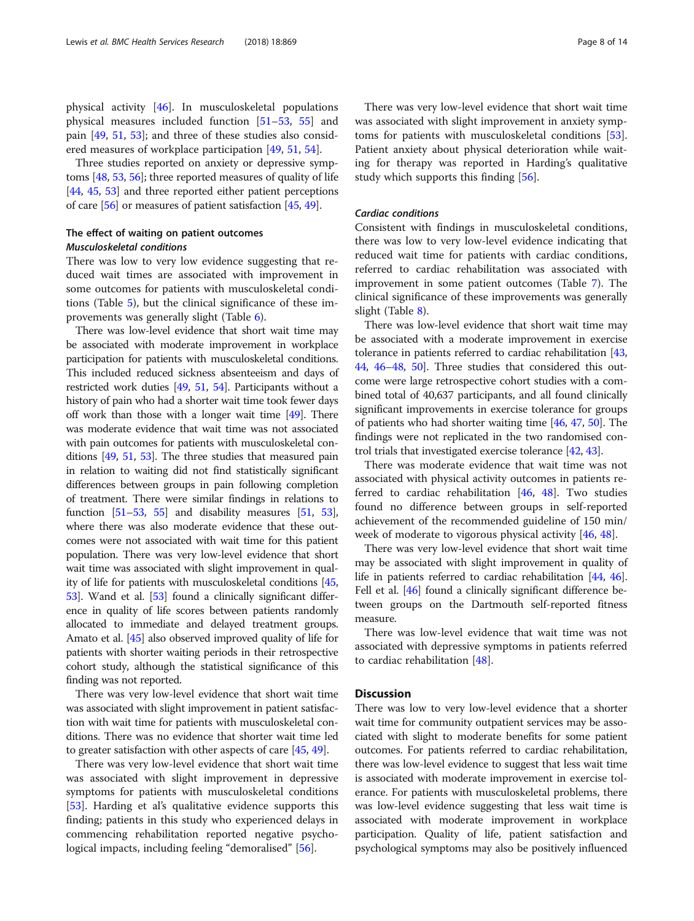physical activity [46]. In musculoskeletal populations physical measures included function [51–53, 55] and pain [49, 51, 53]; and three of these studies also considered measures of workplace participation [49, 51, 54].

Three studies reported on anxiety or depressive symptoms [48, 53, 56]; three reported measures of quality of life [44, 45, 53] and three reported either patient perceptions of care [56] or measures of patient satisfaction [45, 49].

### The effect of waiting on patient outcomes

#### *Musculoskeletal conditions*

There was low to very low evidence suggesting that reduced wait times are associated with improvement in some outcomes for patients with musculoskeletal conditions (Table 5), but the clinical significance of these improvements was generally slight (Table 6).

There was low-level evidence that short wait time may be associated with moderate improvement in workplace participation for patients with musculoskeletal conditions. This included reduced sickness absenteeism and days of restricted work duties [49, 51, 54]. Participants without a history of pain who had a shorter wait time took fewer days off work than those with a longer wait time [49]. There was moderate evidence that wait time was not associated with pain outcomes for patients with musculoskeletal conditions [49, 51, 53]. The three studies that measured pain in relation to waiting did not find statistically significant differences between groups in pain following completion of treatment. There were similar findings in relations to function [51–53, 55] and disability measures [51, 53], where there was also moderate evidence that these outcomes were not associated with wait time for this patient population. There was very low-level evidence that short wait time was associated with slight improvement in quality of life for patients with musculoskeletal conditions [45, 53]. Wand et al. [53] found a clinically significant difference in quality of life scores between patients randomly allocated to immediate and delayed treatment groups. Amato et al. [45] also observed improved quality of life for patients with shorter waiting periods in their retrospective cohort study, although the statistical significance of this finding was not reported.

There was very low-level evidence that short wait time was associated with slight improvement in patient satisfaction with wait time for patients with musculoskeletal conditions. There was no evidence that shorter wait time led to greater satisfaction with other aspects of care [45, 49].

There was very low-level evidence that short wait time was associated with slight improvement in depressive symptoms for patients with musculoskeletal conditions [53]. Harding et al's qualitative evidence supports this finding; patients in this study who experienced delays in commencing rehabilitation reported negative psychological impacts, including feeling "demoralised" [56].

There was very low-level evidence that short wait time was associated with slight improvement in anxiety symptoms for patients with musculoskeletal conditions [53]. Patient anxiety about physical deterioration while waiting for therapy was reported in Harding's qualitative study which supports this finding [56].

#### *Cardiac conditions*

Consistent with findings in musculoskeletal conditions, there was low to very low-level evidence indicating that reduced wait time for patients with cardiac conditions, referred to cardiac rehabilitation was associated with improvement in some patient outcomes (Table 7). The clinical significance of these improvements was generally slight (Table 8).

There was low-level evidence that short wait time may be associated with a moderate improvement in exercise tolerance in patients referred to cardiac rehabilitation [43, 44, 46–48, 50]. Three studies that considered this outcome were large retrospective cohort studies with a combined total of 40,637 participants, and all found clinically significant improvements in exercise tolerance for groups of patients who had shorter waiting time [46, 47, 50]. The findings were not replicated in the two randomised control trials that investigated exercise tolerance [42, 43].

There was moderate evidence that wait time was not associated with physical activity outcomes in patients referred to cardiac rehabilitation [46, 48]. Two studies found no difference between groups in self-reported achievement of the recommended guideline of 150 min/week of moderate to vigorous physical activity [46, 48].

There was very low-level evidence that short wait time may be associated with slight improvement in quality of life in patients referred to cardiac rehabilitation [44, 46]. Fell et al. [46] found a clinically significant difference between groups on the Dartmouth self-reported fitness measure.

There was low-level evidence that wait time was not associated with depressive symptoms in patients referred to cardiac rehabilitation [48].

## Discussion

There was low to very low-level evidence that a shorter wait time for community outpatient services may be associated with slight to moderate benefits for some patient outcomes. For patients referred to cardiac rehabilitation, there was low-level evidence to suggest that less wait time is associated with moderate improvement in exercise tolerance. For patients with musculoskeletal problems, there was low-level evidence suggesting that less wait time is associated with moderate improvement in workplace participation. Quality of life, patient satisfaction and psychological symptoms may also be positively influenced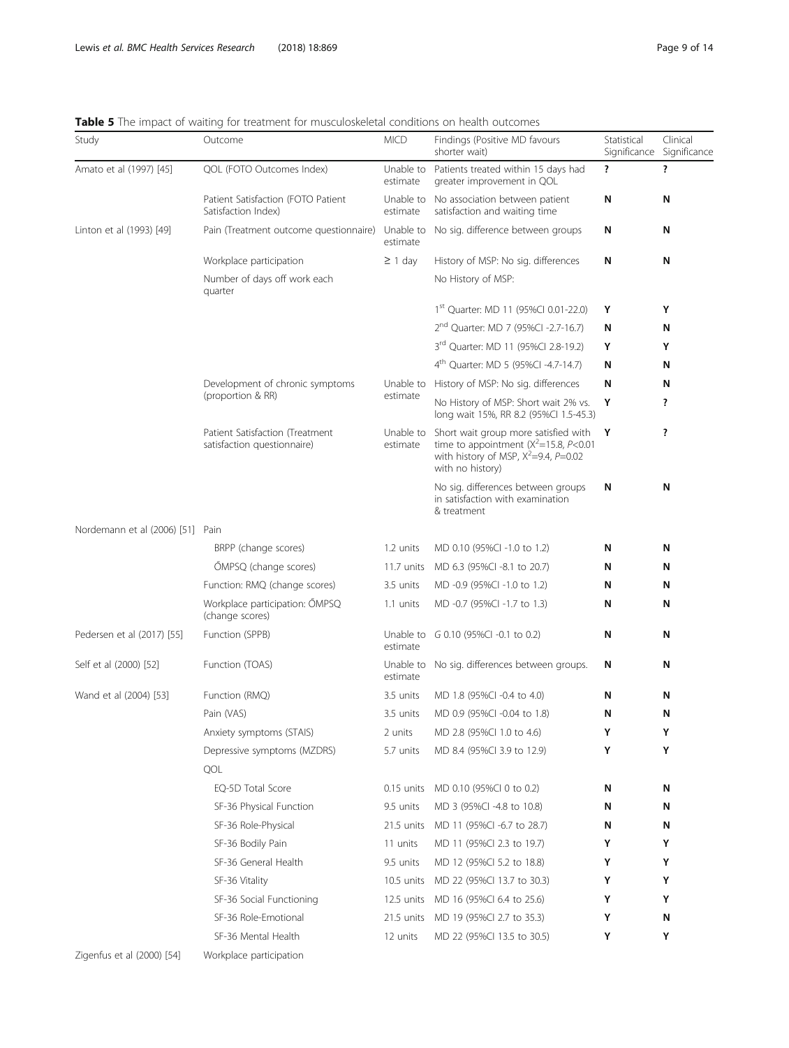**Table 5** The impact of waiting for treatment for musculoskeletal conditions on health outcomes

| Study | Outcome | MICD | Findings (Positive MD favours shorter wait) | Statistical Significance | Clinical Significance |
|---|---|---|---|---|---|
| Amato et al (1997) [45] | QOL (FOTO Outcomes Index) | Unable to estimate | Patients treated within 15 days had greater improvement in QOL | **?** | **?** |
| | Patient Satisfaction (FOTO Patient Satisfaction Index) | Unable to estimate | No association between patient satisfaction and waiting time | **N** | **N** |
| Linton et al (1993) [49] | Pain (Treatment outcome questionnaire) | Unable to estimate | No sig. difference between groups | **N** | **N** |
| | Workplace participation | ≥ 1 day | History of MSP: No sig. differences | **N** | **N** |
| | Number of days off work each quarter | | No History of MSP: | | |
| | | | 1st Quarter: MD 11 (95%CI 0.01-22.0) | **Y** | **Y** |
| | | | 2nd Quarter: MD 7 (95%CI -2.7-16.7) | **N** | **N** |
| | | | 3rd Quarter: MD 11 (95%CI 2.8-19.2) | **Y** | **Y** |
| | | | 4th Quarter: MD 5 (95%CI -4.7-14.7) | **N** | **N** |
| | Development of chronic symptoms (proportion & RR) | Unable to estimate | History of MSP: No sig. differences | **N** | **N** |
| | | | No History of MSP: Short wait 2% vs. long wait 15%, RR 8.2 (95%CI 1.5-45.3) | **Y** | **?** |
| | Patient Satisfaction (Treatment satisfaction questionnaire) | Unable to estimate | Short wait group more satisfied with time to appointment ($X^2$=15.8, $P$<0.01 with history of MSP, $X^2$=9.4, $P$=0.02 with no history) | **Y** | **?** |
| | | | No sig. differences between groups in satisfaction with examination & treatment | **N** | **N** |
| Nordemann et al (2006) [51] | Pain | | | | |
| | BRPP (change scores) | 1.2 units | MD 0.10 (95%CI -1.0 to 1.2) | **N** | **N** |
| | ÖMPSQ (change scores) | 11.7 units | MD 6.3 (95%CI -8.1 to 20.7) | **N** | **N** |
| | Function: RMQ (change scores) | 3.5 units | MD -0.9 (95%CI -1.0 to 1.2) | **N** | **N** |
| | Workplace participation: ÖMPSQ (change scores) | 1.1 units | MD -0.7 (95%CI -1.7 to 1.3) | **N** | **N** |
| Pedersen et al (2017) [55] | Function (SPPB) | Unable to estimate | *G* 0.10 (95%CI -0.1 to 0.2) | **N** | **N** |
| Self et al (2000) [52] | Function (TOAS) | Unable to estimate | No sig. differences between groups. | **N** | **N** |
| Wand et al (2004) [53] | Function (RMQ) | 3.5 units | MD 1.8 (95%CI -0.4 to 4.0) | **N** | **N** |
| | Pain (VAS) | 3.5 units | MD 0.9 (95%CI -0.04 to 1.8) | **N** | **N** |
| | Anxiety symptoms (STAIS) | 2 units | MD 2.8 (95%CI 1.0 to 4.6) | **Y** | **Y** |
| | Depressive symptoms (MZDRS) | 5.7 units | MD 8.4 (95%CI 3.9 to 12.9) | **Y** | **Y** |
| | QOL | | | | |
| | EQ-5D Total Score | 0.15 units | MD 0.10 (95%CI 0 to 0.2) | **N** | **N** |
| | SF-36 Physical Function | 9.5 units | MD 3 (95%CI -4.8 to 10.8) | **N** | **N** |
| | SF-36 Role-Physical | 21.5 units | MD 11 (95%CI -6.7 to 28.7) | **N** | **N** |
| | SF-36 Bodily Pain | 11 units | MD 11 (95%CI 2.3 to 19.7) | **Y** | **Y** |
| | SF-36 General Health | 9.5 units | MD 12 (95%CI 5.2 to 18.8) | **Y** | **Y** |
| | SF-36 Vitality | 10.5 units | MD 22 (95%CI 13.7 to 30.3) | **Y** | **Y** |
| | SF-36 Social Functioning | 12.5 units | MD 16 (95%CI 6.4 to 25.6) | **Y** | **Y** |
| | SF-36 Role-Emotional | 21.5 units | MD 19 (95%CI 2.7 to 35.3) | **Y** | **N** |
| | SF-36 Mental Health | 12 units | MD 22 (95%CI 13.5 to 30.5) | **Y** | **Y** |
| Zigenfus et al (2000) [54] | Workplace participation | | | | |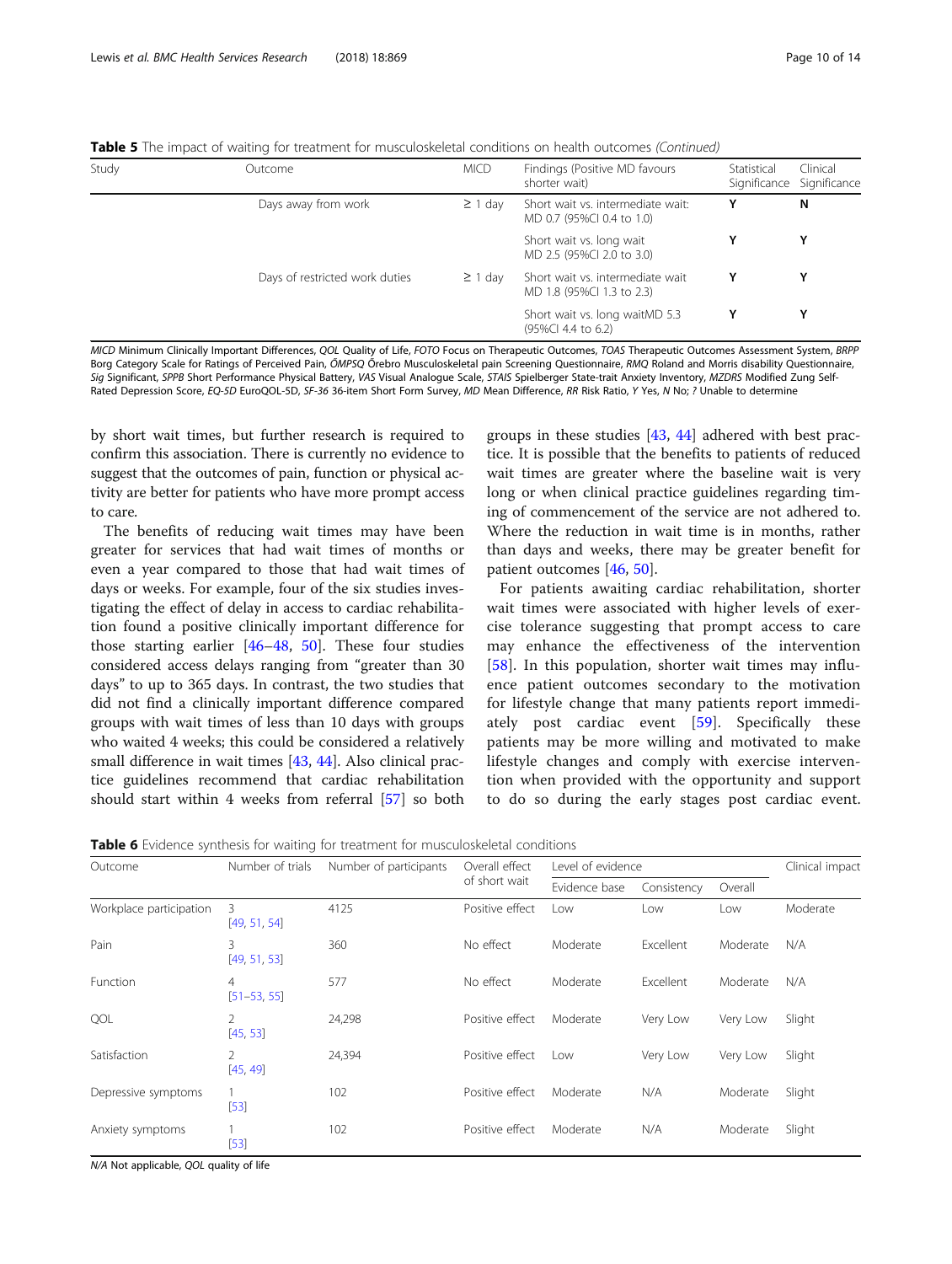**Table 5** The impact of waiting for treatment for musculoskeletal conditions on health outcomes *(Continued)*

| Study | Outcome | MICD | Findings (Positive MD favours shorter wait) | Statistical Significance | Clinical Significance |
|---|---|---|---|---|---|
| | Days away from work | ≥ 1 day | Short wait vs. intermediate wait: MD 0.7 (95%CI 0.4 to 1.0) | **Y** | **N** |
| | | | Short wait vs. long wait MD 2.5 (95%CI 2.0 to 3.0) | **Y** | **Y** |
| | Days of restricted work duties | ≥ 1 day | Short wait vs. intermediate wait MD 1.8 (95%CI 1.3 to 2.3) | **Y** | **Y** |
| | | | Short wait vs. long waitMD 5.3 (95%CI 4.4 to 6.2) | **Y** | **Y** |

*MICD* Minimum Clinically Important Differences, *QOL* Quality of Life, *FOTO* Focus on Therapeutic Outcomes, *TOAS* Therapeutic Outcomes Assessment System, *BRPP* Borg Category Scale for Ratings of Perceived Pain, *ÖMPSQ* Örebro Musculoskeletal pain Screening Questionnaire, *RMQ* Roland and Morris disability Questionnaire, *Sig* Significant, *SPPB* Short Performance Physical Battery, *VAS* Visual Analogue Scale, *STAIS* Spielberger State-trait Anxiety Inventory, *MZDRS* Modified Zung Self-Rated Depression Score, *EQ-5D* EuroQOL-5D, *SF-36* 36-item Short Form Survey, *MD* Mean Difference, *RR* Risk Ratio, *Y* Yes, *N* No; *?* Unable to determine

by short wait times, but further research is required to confirm this association. There is currently no evidence to suggest that the outcomes of pain, function or physical activity are better for patients who have more prompt access to care.

The benefits of reducing wait times may have been greater for services that had wait times of months or even a year compared to those that had wait times of days or weeks. For example, four of the six studies investigating the effect of delay in access to cardiac rehabilitation found a positive clinically important difference for those starting earlier [46–48, 50]. These four studies considered access delays ranging from "greater than 30 days" to up to 365 days. In contrast, the two studies that did not find a clinically important difference compared groups with wait times of less than 10 days with groups who waited 4 weeks; this could be considered a relatively small difference in wait times [43, 44]. Also clinical practice guidelines recommend that cardiac rehabilitation should start within 4 weeks from referral [57] so both groups in these studies [43, 44] adhered with best practice. It is possible that the benefits to patients of reduced wait times are greater where the baseline wait is very long or when clinical practice guidelines regarding timing of commencement of the service are not adhered to. Where the reduction in wait time is in months, rather than days and weeks, there may be greater benefit for patient outcomes [46, 50].

For patients awaiting cardiac rehabilitation, shorter wait times were associated with higher levels of exercise tolerance suggesting that prompt access to care may enhance the effectiveness of the intervention [58]. In this population, shorter wait times may influence patient outcomes secondary to the motivation for lifestyle change that many patients report immediately post cardiac event [59]. Specifically these patients may be more willing and motivated to make lifestyle changes and comply with exercise intervention when provided with the opportunity and support to do so during the early stages post cardiac event.

**Table 6** Evidence synthesis for waiting for treatment for musculoskeletal conditions

| Outcome | Number of trials | Number of participants | Overall effect of short wait | Level of evidence | | | Clinical impact |
|---|---|---|---|---|---|---|---|
| | | | | Evidence base | Consistency | Overall | |
| Workplace participation | 3 [49, 51, 54] | 4125 | Positive effect | Low | Low | Low | Moderate |
| Pain | 3 [49, 51, 53] | 360 | No effect | Moderate | Excellent | Moderate | N/A |
| Function | 4 [51–53, 55] | 577 | No effect | Moderate | Excellent | Moderate | N/A |
| QOL | 2 [45, 53] | 24,298 | Positive effect | Moderate | Very Low | Very Low | Slight |
| Satisfaction | 2 [45, 49] | 24,394 | Positive effect | Low | Very Low | Very Low | Slight |
| Depressive symptoms | 1 [53] | 102 | Positive effect | Moderate | N/A | Moderate | Slight |
| Anxiety symptoms | 1 [53] | 102 | Positive effect | Moderate | N/A | Moderate | Slight |

*N/A* Not applicable, *QOL* quality of life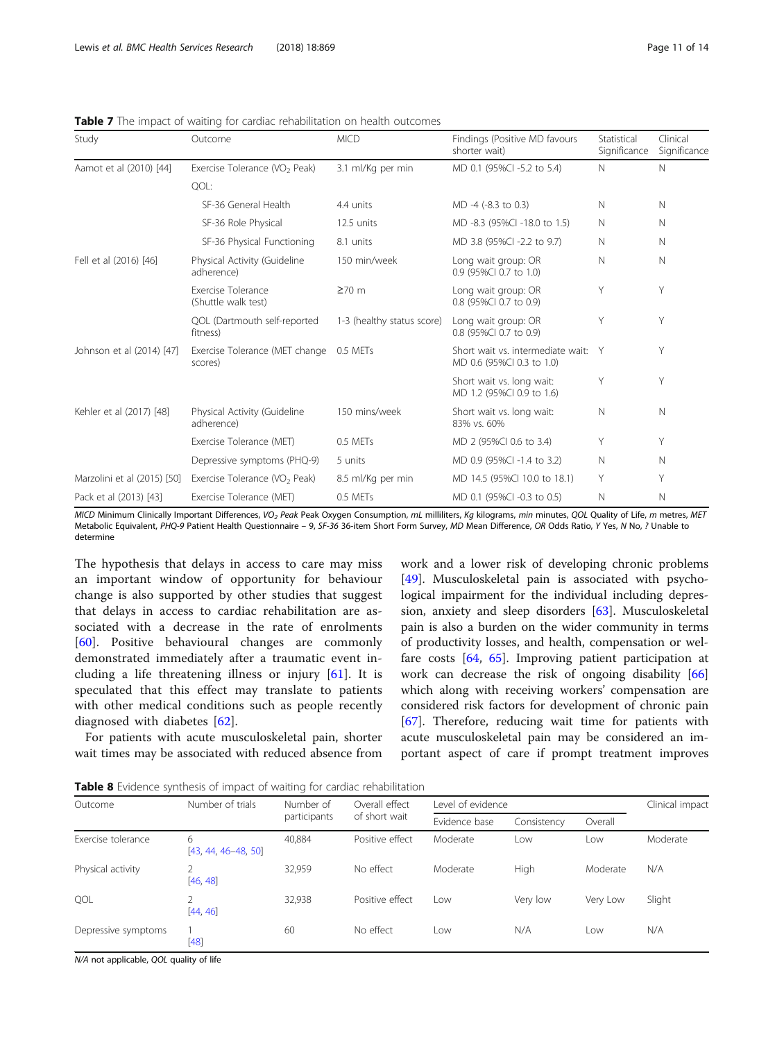**Table 7** The impact of waiting for cardiac rehabilitation on health outcomes

| Study | Outcome | MICD | Findings (Positive MD favours shorter wait) | Statistical Significance | Clinical Significance |
|---|---|---|---|---|---|
| Aamot et al (2010) [44] | Exercise Tolerance ($VO_2$ Peak) | 3.1 ml/Kg per min | MD 0.1 (95%CI -5.2 to 5.4) | N | N |
| | QOL: | | | | |
| | SF-36 General Health | 4.4 units | MD -4 (-8.3 to 0.3) | N | N |
| | SF-36 Role Physical | 12.5 units | MD -8.3 (95%CI -18.0 to 1.5) | N | N |
| | SF-36 Physical Functioning | 8.1 units | MD 3.8 (95%CI -2.2 to 9.7) | N | N |
| Fell et al (2016) [46] | Physical Activity (Guideline adherence) | 150 min/week | Long wait group: OR 0.9 (95%CI 0.7 to 1.0) | N | N |
| | Exercise Tolerance (Shuttle walk test) | ≥70 m | Long wait group: OR 0.8 (95%CI 0.7 to 0.9) | Y | Y |
| | QOL (Dartmouth self-reported fitness) | 1-3 (healthy status score) | Long wait group: OR 0.8 (95%CI 0.7 to 0.9) | Y | Y |
| Johnson et al (2014) [47] | Exercise Tolerance (MET change scores) | 0.5 METs | Short wait vs. intermediate wait: MD 0.6 (95%CI 0.3 to 1.0) | Y | Y |
| | | | Short wait vs. long wait: MD 1.2 (95%CI 0.9 to 1.6) | Y | Y |
| Kehler et al (2017) [48] | Physical Activity (Guideline adherence) | 150 mins/week | Short wait vs. long wait: 83% vs. 60% | N | N |
| | Exercise Tolerance (MET) | 0.5 METs | MD 2 (95%CI 0.6 to 3.4) | Y | Y |
| | Depressive symptoms (PHQ-9) | 5 units | MD 0.9 (95%CI -1.4 to 3.2) | N | N |
| Marzolini et al (2015) [50] | Exercise Tolerance ($VO_2$ Peak) | 8.5 ml/Kg per min | MD 14.5 (95%CI 10.0 to 18.1) | Y | Y |
| Pack et al (2013) [43] | Exercise Tolerance (MET) | 0.5 METs | MD 0.1 (95%CI -0.3 to 0.5) | N | N |

*MICD* Minimum Clinically Important Differences, *$VO_2$ Peak* Peak Oxygen Consumption, *mL* milliliters, *Kg* kilograms, *min* minutes, *QOL* Quality of Life, *m* metres, *MET* Metabolic Equivalent, *PHQ-9* Patient Health Questionnaire – 9, *SF-36* 36-item Short Form Survey, *MD* Mean Difference, *OR* Odds Ratio, *Y* Yes, *N* No, *?* Unable to determine

The hypothesis that delays in access to care may miss an important window of opportunity for behaviour change is also supported by other studies that suggest that delays in access to cardiac rehabilitation are associated with a decrease in the rate of enrolments [60]. Positive behavioural changes are commonly demonstrated immediately after a traumatic event including a life threatening illness or injury [61]. It is speculated that this effect may translate to patients with other medical conditions such as people recently diagnosed with diabetes [62].

For patients with acute musculoskeletal pain, shorter wait times may be associated with reduced absence from work and a lower risk of developing chronic problems [49]. Musculoskeletal pain is associated with psychological impairment for the individual including depression, anxiety and sleep disorders [63]. Musculoskeletal pain is also a burden on the wider community in terms of productivity losses, and health, compensation or welfare costs [64, 65]. Improving patient participation at work can decrease the risk of ongoing disability [66] which along with receiving workers' compensation are considered risk factors for development of chronic pain [67]. Therefore, reducing wait time for patients with acute musculoskeletal pain may be considered an important aspect of care if prompt treatment improves

**Table 8** Evidence synthesis of impact of waiting for cardiac rehabilitation

| Outcome | Number of trials | Number of participants | Overall effect of short wait | Level of evidence | | | Clinical impact |
|---|---|---|---|---|---|---|---|
| | | | | Evidence base | Consistency | Overall | |
| Exercise tolerance | 6 [43, 44, 46–48, 50] | 40,884 | Positive effect | Moderate | Low | Low | Moderate |
| Physical activity | 2 [46, 48] | 32,959 | No effect | Moderate | High | Moderate | N/A |
| QOL | 2 [44, 46] | 32,938 | Positive effect | Low | Very low | Very Low | Slight |
| Depressive symptoms | 1 [48] | 60 | No effect | Low | N/A | Low | N/A |

*N/A* not applicable, *QOL* quality of life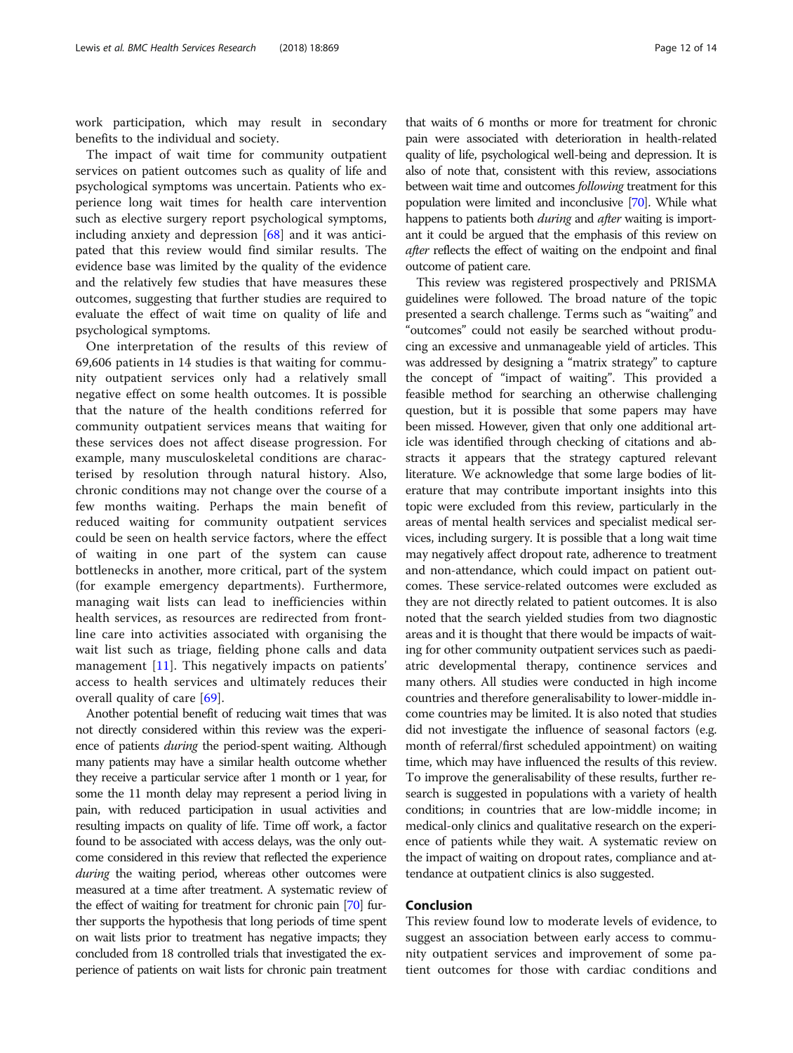work participation, which may result in secondary benefits to the individual and society.

The impact of wait time for community outpatient services on patient outcomes such as quality of life and psychological symptoms was uncertain. Patients who experience long wait times for health care intervention such as elective surgery report psychological symptoms, including anxiety and depression [68] and it was anticipated that this review would find similar results. The evidence base was limited by the quality of the evidence and the relatively few studies that have measures these outcomes, suggesting that further studies are required to evaluate the effect of wait time on quality of life and psychological symptoms.

One interpretation of the results of this review of 69,606 patients in 14 studies is that waiting for community outpatient services only had a relatively small negative effect on some health outcomes. It is possible that the nature of the health conditions referred for community outpatient services means that waiting for these services does not affect disease progression. For example, many musculoskeletal conditions are characterised by resolution through natural history. Also, chronic conditions may not change over the course of a few months waiting. Perhaps the main benefit of reduced waiting for community outpatient services could be seen on health service factors, where the effect of waiting in one part of the system can cause bottlenecks in another, more critical, part of the system (for example emergency departments). Furthermore, managing wait lists can lead to inefficiencies within health services, as resources are redirected from frontline care into activities associated with organising the wait list such as triage, fielding phone calls and data management [11]. This negatively impacts on patients' access to health services and ultimately reduces their overall quality of care [69].

Another potential benefit of reducing wait times that was not directly considered within this review was the experience of patients *during* the period-spent waiting. Although many patients may have a similar health outcome whether they receive a particular service after 1 month or 1 year, for some the 11 month delay may represent a period living in pain, with reduced participation in usual activities and resulting impacts on quality of life. Time off work, a factor found to be associated with access delays, was the only outcome considered in this review that reflected the experience *during* the waiting period, whereas other outcomes were measured at a time after treatment. A systematic review of the effect of waiting for treatment for chronic pain [70] further supports the hypothesis that long periods of time spent on wait lists prior to treatment has negative impacts; they concluded from 18 controlled trials that investigated the experience of patients on wait lists for chronic pain treatment that waits of 6 months or more for treatment for chronic pain were associated with deterioration in health-related quality of life, psychological well-being and depression. It is also of note that, consistent with this review, associations between wait time and outcomes *following* treatment for this population were limited and inconclusive [70]. While what happens to patients both *during* and *after* waiting is important it could be argued that the emphasis of this review on *after* reflects the effect of waiting on the endpoint and final outcome of patient care.

This review was registered prospectively and PRISMA guidelines were followed. The broad nature of the topic presented a search challenge. Terms such as "waiting" and "outcomes" could not easily be searched without producing an excessive and unmanageable yield of articles. This was addressed by designing a "matrix strategy" to capture the concept of "impact of waiting". This provided a feasible method for searching an otherwise challenging question, but it is possible that some papers may have been missed. However, given that only one additional article was identified through checking of citations and abstracts it appears that the strategy captured relevant literature. We acknowledge that some large bodies of literature that may contribute important insights into this topic were excluded from this review, particularly in the areas of mental health services and specialist medical services, including surgery. It is possible that a long wait time may negatively affect dropout rate, adherence to treatment and non-attendance, which could impact on patient outcomes. These service-related outcomes were excluded as they are not directly related to patient outcomes. It is also noted that the search yielded studies from two diagnostic areas and it is thought that there would be impacts of waiting for other community outpatient services such as paediatric developmental therapy, continence services and many others. All studies were conducted in high income countries and therefore generalisability to lower-middle income countries may be limited. It is also noted that studies did not investigate the influence of seasonal factors (e.g. month of referral/first scheduled appointment) on waiting time, which may have influenced the results of this review. To improve the generalisability of these results, further research is suggested in populations with a variety of health conditions; in countries that are low-middle income; in medical-only clinics and qualitative research on the experience of patients while they wait. A systematic review on the impact of waiting on dropout rates, compliance and attendance at outpatient clinics is also suggested.

## Conclusion

This review found low to moderate levels of evidence, to suggest an association between early access to community outpatient services and improvement of some patient outcomes for those with cardiac conditions and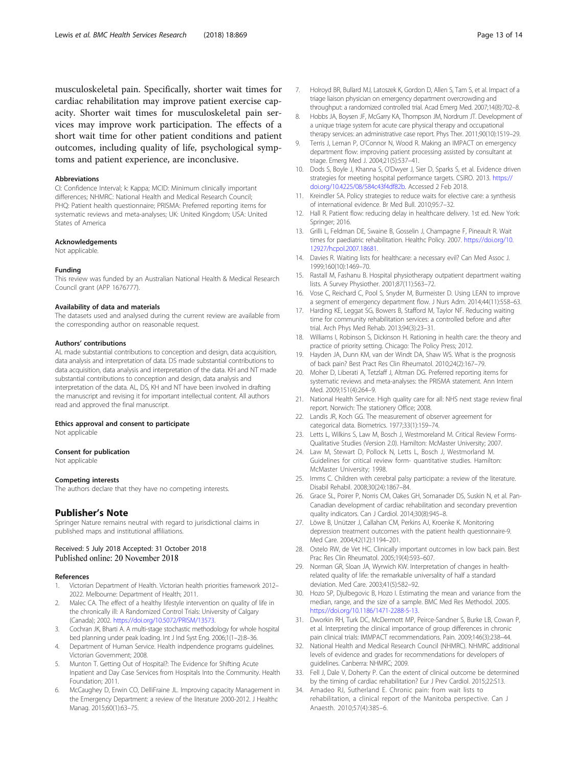musculoskeletal pain. Specifically, shorter wait times for cardiac rehabilitation may improve patient exercise capacity. Shorter wait times for musculoskeletal pain services may improve work participation. The effects of a short wait time for other patient conditions and patient outcomes, including quality of life, psychological symptoms and patient experience, are inconclusive.

#### Abbreviations
CI: Confidence Interval; k: Kappa; MCID: Minimum clinically important differences; NHMRC: National Health and Medical Research Council; PHQ: Patient health questionnaire; PRISMA: Preferred reporting items for systematic reviews and meta-analyses; UK: United Kingdom; USA: United States of America

#### Acknowledgements
Not applicable.

#### Funding
This review was funded by an Australian National Health & Medical Research Council grant (APP 1676777).

#### Availability of data and materials
The datasets used and analysed during the current review are available from the corresponding author on reasonable request.

#### Authors' contributions
AL made substantial contributions to conception and design, data acquisition, data analysis and interpretation of data. DS made substantial contributions to data acquisition, data analysis and interpretation of the data. KH and NT made substantial contributions to conception and design, data analysis and interpretation of the data. AL, DS, KH and NT have been involved in drafting the manuscript and revising it for important intellectual content. All authors read and approved the final manuscript.

#### Ethics approval and consent to participate
Not applicable

#### Consent for publication
Not applicable

#### Competing interests
The authors declare that they have no competing interests.

## Publisher's Note
Springer Nature remains neutral with regard to jurisdictional claims in published maps and institutional affiliations.

Received: 5 July 2018 Accepted: 31 October 2018
Published online: 20 November 2018

#### References
1. Victorian Department of Health. Victorian health priorities framework 2012–2022. Melbourne: Department of Health; 2011.
2. Malec CA. The effect of a healthy lifestyle intervention on quality of life in the chronically ill: A Randomized Control Trials: University of Calgary (Canada); 2002. https://doi.org/10.5072/PRISM/13573.
3. Cochran JK, Bharti A. A multi-stage stochastic methodology for whole hospital bed planning under peak loading. Int J Ind Syst Eng. 2006;1(1–2):8–36.
4. Department of Human Service. Health indpendence programs guidelines. Victorian Government; 2008.
5. Munton T. Getting Out of Hospital?: The Evidence for Shifting Acute Inpatient and Day Case Services from Hospitals Into the Community. Health Foundation; 2011.
6. McCaughey D, Erwin CO, DelliFraine JL. Improving capacity Management in the Emergency Department: a review of the literature 2000-2012. J Healthc Manag. 2015;60(1):63–75.
7. Holroyd BR, Bullard MJ, Latoszek K, Gordon D, Allen S, Tam S, et al. Impact of a triage liaison physician on emergency department overcrowding and throughput: a randomized controlled trial. Acad Emerg Med. 2007;14(8):702–8.
8. Hobbs JA, Boysen JF, McGarry KA, Thompson JM, Nordrum JT. Development of a unique triage system for acute care physical therapy and occupational therapy services: an administrative case report. Phys Ther. 2011;90(10):1519–29.
9. Terris J, Leman P, O'Connor N, Wood R. Making an IMPACT on emergency department flow: improving patient processing assisted by consultant at triage. Emerg Med J. 2004;21(5):537–41.
10. Dods S, Boyle J, Khanna S, O'Dwyer J, Sier D, Sparks S, et al. Evidence driven strategies for meeting hospital performance targets. CSIRO. 2013. https://doi.org/10.4225/08/584c43f4df82b. Accessed 2 Feb 2018.
11. Kreindler SA. Policy strategies to reduce waits for elective care: a synthesis of international evidence. Br Med Bull. 2010;95:7–32.
12. Hall R. Patient flow: reducing delay in healthcare delivery. 1st ed. New York: Springer; 2016.
13. Grilli L, Feldman DE, Swaine B, Gosselin J, Champagne F, Pineault R. Wait times for paediatric rehabilitation. Healthc Policy. 2007. https://doi.org/10.12927/hcpol.2007.18681.
14. Davies R. Waiting lists for healthcare: a necessary evil? Can Med Assoc J. 1999;160(10):1469–70.
15. Rastall M, Fashanu B. Hospital physiotherapy outpatient department waiting lists. A Survey Physiother. 2001;87(11):563–72.
16. Vose C, Reichard C, Pool S, Snyder M, Burmeister D. Using LEAN to improve a segment of emergency department flow. J Nurs Adm. 2014;44(11):558–63.
17. Harding KE, Leggat SG, Bowers B, Stafford M, Taylor NF. Reducing waiting time for community rehabilitation services: a controlled before and after trial. Arch Phys Med Rehab. 2013;94(3):23–31.
18. Williams I, Robinson S, Dickinson H. Rationing in health care: the theory and practice of priority setting. Chicago: The Policy Press; 2012.
19. Hayden JA, Dunn KM, van der Windt DA, Shaw WS. What is the prognosis of back pain? Best Pract Res Clin Rheumatol. 2010;24(2):167–79.
20. Moher D, Liberati A, Tetzlaff J, Altman DG. Preferred reporting items for systematic reviews and meta-analyses: the PRISMA statement. Ann Intern Med. 2009;151(4):264–9.
21. National Health Service. High quality care for all: NHS next stage review final report. Norwich: The stationery Office; 2008.
22. Landis JR, Koch GG. The measurement of observer agreement for categorical data. Biometrics. 1977;33(1):159–74.
23. Letts L, Wilkins S, Law M, Bosch J, Westmoreland M. Critical Review Forms-Qualitative Studies (Version 2.0). Hamilton: McMaster University; 2007.
24. Law M, Stewart D, Pollock N, Letts L, Bosch J, Westmorland M. Guidelines for critical review form- quantitative studies. Hamilton: McMaster University; 1998.
25. Imms C. Children with cerebral palsy participate: a review of the literature. Disabil Rehabil. 2008;30(24):1867–84.
26. Grace SL, Poirer P, Norris CM, Oakes GH, Somanader DS, Suskin N, et al. Pan-Canadian development of cardiac rehabilitation and secondary prevention quality indicators. Can J Cardiol. 2014;30(8):945–8.
27. Löwe B, Unützer J, Callahan CM, Perkins AJ, Kroenke K. Monitoring depression treatment outcomes with the patient health questionnaire-9. Med Care. 2004;42(12):1194–201.
28. Ostelo RW, de Vet HC. Clinically important outcomes in low back pain. Best Prac Res Clin Rheumatol. 2005;19(4):593–607.
29. Norman GR, Sloan JA, Wyrwich KW. Interpretation of changes in health-related quality of life: the remarkable universality of half a standard deviation. Med Care. 2003;41(5):582–92.
30. Hozo SP, Djulbegovic B, Hozo I. Estimating the mean and variance from the median, range, and the size of a sample. BMC Med Res Methodol. 2005. https://doi.org/10.1186/1471-2288-5-13.
31. Dworkin RH, Turk DC, McDermott MP, Peirce-Sandner S, Burke LB, Cowan P, et al. Interpreting the clinical importance of group differences in chronic pain clinical trials: IMMPACT recommendations. Pain. 2009;146(3):238–44.
32. National Health and Medical Research Council (NHMRC). NHMRC additional levels of evidence and grades for recommendations for developers of guidelines. Canberra: NHMRC; 2009.
33. Fell J, Dale V, Doherty P. Can the extent of clinical outcome be determined by the timing of cardiac rehabilitation? Eur J Prev Cardiol. 2015;22:S13.
34. Amadeo RJ, Sutherland E. Chronic pain: from wait lists to rehabilitation, a clinical report of the Manitoba perspective. Can J Anaesth. 2010;57(4):385–6.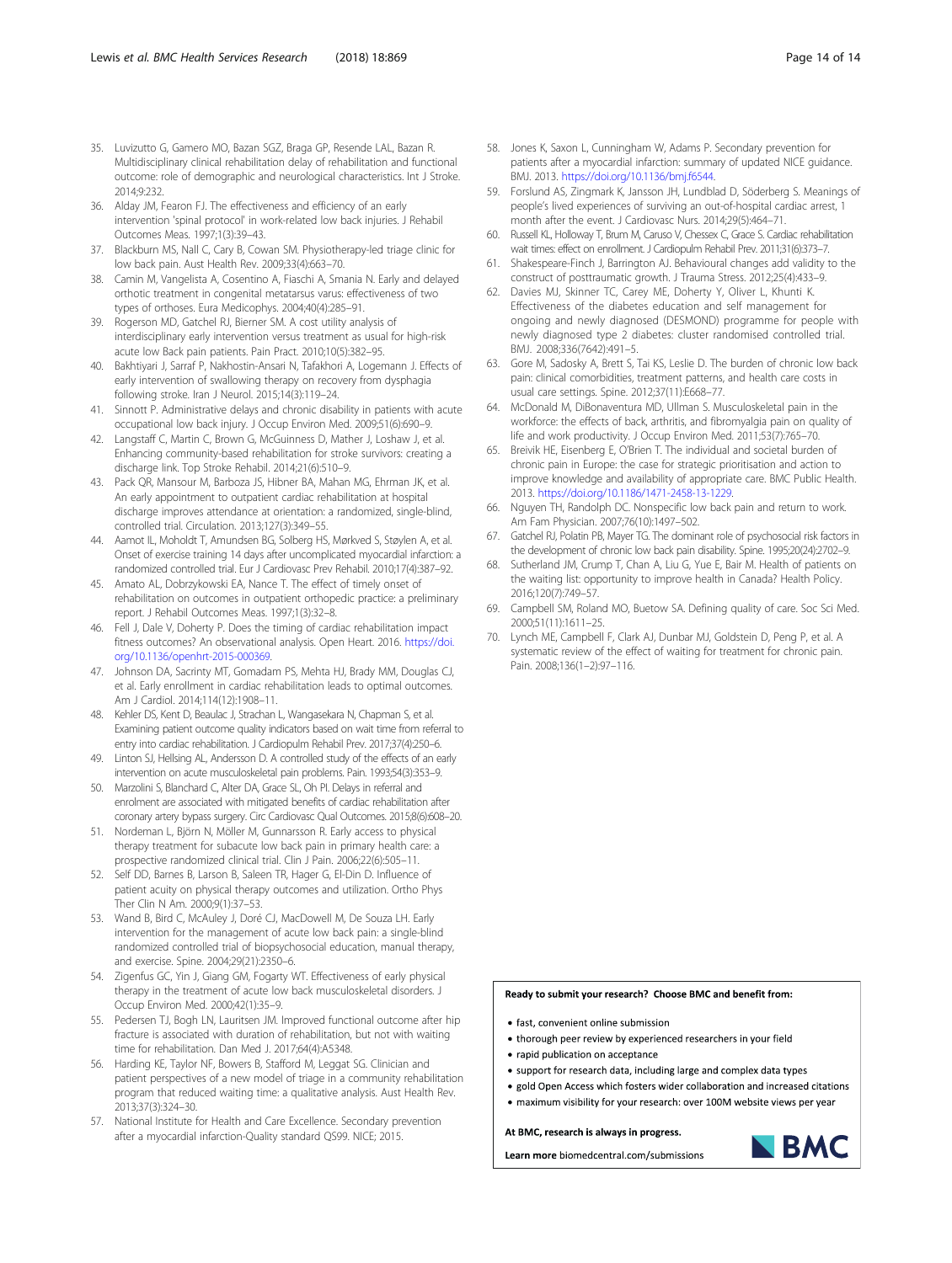35. Luvizutto G, Gamero MO, Bazan SGZ, Braga GP, Resende LAL, Bazan R. Multidisciplinary clinical rehabilitation delay of rehabilitation and functional outcome: role of demographic and neurological characteristics. Int J Stroke. 2014;9:232.
36. Alday JM, Fearon FJ. The effectiveness and efficiency of an early intervention 'spinal protocol' in work-related low back injuries. J Rehabil Outcomes Meas. 1997;1(3):39–43.
37. Blackburn MS, Nall C, Cary B, Cowan SM. Physiotherapy-led triage clinic for low back pain. Aust Health Rev. 2009;33(4):663–70.
38. Camin M, Vangelista A, Cosentino A, Fiaschi A, Smania N. Early and delayed orthotic treatment in congenital metatarsus varus: effectiveness of two types of orthoses. Eura Medicophys. 2004;40(4):285–91.
39. Rogerson MD, Gatchel RJ, Bierner SM. A cost utility analysis of interdisciplinary early intervention versus treatment as usual for high-risk acute low Back pain patients. Pain Pract. 2010;10(5):382–95.
40. Bakhtiyari J, Sarraf P, Nakhostin-Ansari N, Tafakhori A, Logemann J. Effects of early intervention of swallowing therapy on recovery from dysphagia following stroke. Iran J Neurol. 2015;14(3):119–24.
41. Sinnott P. Administrative delays and chronic disability in patients with acute occupational low back injury. J Occup Environ Med. 2009;51(6):690–9.
42. Langstaff C, Martin C, Brown G, McGuinness D, Mather J, Loshaw J, et al. Enhancing community-based rehabilitation for stroke survivors: creating a discharge link. Top Stroke Rehabil. 2014;21(6):510–9.
43. Pack QR, Mansour M, Barboza JS, Hibner BA, Mahan MG, Ehrman JK, et al. An early appointment to outpatient cardiac rehabilitation at hospital discharge improves attendance at orientation: a randomized, single-blind, controlled trial. Circulation. 2013;127(3):349–55.
44. Aamot IL, Moholdt T, Amundsen BG, Solberg HS, Mørkved S, Støylen A, et al. Onset of exercise training 14 days after uncomplicated myocardial infarction: a randomized controlled trial. Eur J Cardiovasc Prev Rehabil. 2010;17(4):387–92.
45. Amato AL, Dobrzykowski EA, Nance T. The effect of timely onset of rehabilitation on outcomes in outpatient orthopedic practice: a preliminary report. J Rehabil Outcomes Meas. 1997;1(3):32–8.
46. Fell J, Dale V, Doherty P. Does the timing of cardiac rehabilitation impact fitness outcomes? An observational analysis. Open Heart. 2016. https://doi.org/10.1136/openhrt-2015-000369.
47. Johnson DA, Sacrinty MT, Gomadam PS, Mehta HJ, Brady MM, Douglas CJ, et al. Early enrollment in cardiac rehabilitation leads to optimal outcomes. Am J Cardiol. 2014;114(12):1908–11.
48. Kehler DS, Kent D, Beaulac J, Strachan L, Wangasekara N, Chapman S, et al. Examining patient outcome quality indicators based on wait time from referral to entry into cardiac rehabilitation. J Cardiopulm Rehabil Prev. 2017;37(4):250–6.
49. Linton SJ, Hellsing AL, Andersson D. A controlled study of the effects of an early intervention on acute musculoskeletal pain problems. Pain. 1993;54(3):353–9.
50. Marzolini S, Blanchard C, Alter DA, Grace SL, Oh PI. Delays in referral and enrolment are associated with mitigated benefits of cardiac rehabilitation after coronary artery bypass surgery. Circ Cardiovasc Qual Outcomes. 2015;8(6):608–20.
51. Nordeman L, Björn N, Möller M, Gunnarsson R. Early access to physical therapy treatment for subacute low back pain in primary health care: a prospective randomized clinical trial. Clin J Pain. 2006;22(6):505–11.
52. Self DD, Barnes B, Larson B, Saleen TR, Hager G, El-Din D. Influence of patient acuity on physical therapy outcomes and utilization. Ortho Phys Ther Clin N Am. 2000;9(1):37–53.
53. Wand B, Bird C, McAuley J, Doré CJ, MacDowell M, De Souza LH. Early intervention for the management of acute low back pain: a single-blind randomized controlled trial of biopsychosocial education, manual therapy, and exercise. Spine. 2004;29(21):2350–6.
54. Zigenfus GC, Yin J, Giang GM, Fogarty WT. Effectiveness of early physical therapy in the treatment of acute low back musculoskeletal disorders. J Occup Environ Med. 2000;42(1):35–9.
55. Pedersen TJ, Bogh LN, Lauritsen JM. Improved functional outcome after hip fracture is associated with duration of rehabilitation, but not with waiting time for rehabilitation. Dan Med J. 2017;64(4):A5348.
56. Harding KE, Taylor NF, Bowers B, Stafford M, Leggat SG. Clinician and patient perspectives of a new model of triage in a community rehabilitation program that reduced waiting time: a qualitative analysis. Aust Health Rev. 2013;37(3):324–30.
57. National Institute for Health and Care Excellence. Secondary prevention after a myocardial infarction-Quality standard QS99. NICE; 2015.
58. Jones K, Saxon L, Cunningham W, Adams P. Secondary prevention for patients after a myocardial infarction: summary of updated NICE guidance. BMJ. 2013. https://doi.org/10.1136/bmj.f6544.
59. Forslund AS, Zingmark K, Jansson JH, Lundblad D, Söderberg S. Meanings of people's lived experiences of surviving an out-of-hospital cardiac arrest, 1 month after the event. J Cardiovasc Nurs. 2014;29(5):464–71.
60. Russell KL, Holloway T, Brum M, Caruso V, Chessex C, Grace S. Cardiac rehabilitation wait times: effect on enrollment. J Cardiopulm Rehabil Prev. 2011;31(6):373–7.
61. Shakespeare-Finch J, Barrington AJ. Behavioural changes add validity to the construct of posttraumatic growth. J Trauma Stress. 2012;25(4):433–9.
62. Davies MJ, Skinner TC, Carey ME, Doherty Y, Oliver L, Khunti K. Effectiveness of the diabetes education and self management for ongoing and newly diagnosed (DESMOND) programme for people with newly diagnosed type 2 diabetes: cluster randomised controlled trial. BMJ. 2008;336(7642):491–5.
63. Gore M, Sadosky A, Brett S, Tai KS, Leslie D. The burden of chronic low back pain: clinical comorbidities, treatment patterns, and health care costs in usual care settings. Spine. 2012;37(11):E668–77.
64. McDonald M, DiBonaventura MD, Ullman S. Musculoskeletal pain in the workforce: the effects of back, arthritis, and fibromyalgia pain on quality of life and work productivity. J Occup Environ Med. 2011;53(7):765–70.
65. Breivik HE, Eisenberg E, O'Brien T. The individual and societal burden of chronic pain in Europe: the case for strategic prioritisation and action to improve knowledge and availability of appropriate care. BMC Public Health. 2013. https://doi.org/10.1186/1471-2458-13-1229.
66. Nguyen TH, Randolph DC. Nonspecific low back pain and return to work. Am Fam Physician. 2007;76(10):1497–502.
67. Gatchel RJ, Polatin PB, Mayer TG. The dominant role of psychosocial risk factors in the development of chronic low back pain disability. Spine. 1995;20(24):2702–9.
68. Sutherland JM, Crump T, Chan A, Liu G, Yue E, Bair M. Health of patients on the waiting list: opportunity to improve health in Canada? Health Policy. 2016;120(7):749–57.
69. Campbell SM, Roland MO, Buetow SA. Defining quality of care. Soc Sci Med. 2000;51(11):1611–25.
70. Lynch ME, Campbell F, Clark AJ, Dunbar MJ, Goldstein D, Peng P, et al. A systematic review of the effect of waiting for treatment for chronic pain. Pain. 2008;136(1–2):97–116.

**Ready to submit your research? Choose BMC and benefit from:**

- fast, convenient online submission
- thorough peer review by experienced researchers in your field
- rapid publication on acceptance
- support for research data, including large and complex data types
- gold Open Access which fosters wider collaboration and increased citations
- maximum visibility for your research: over 100M website views per year

**At BMC, research is always in progress.**

**Learn more** biomedcentral.com/submissions

BMC